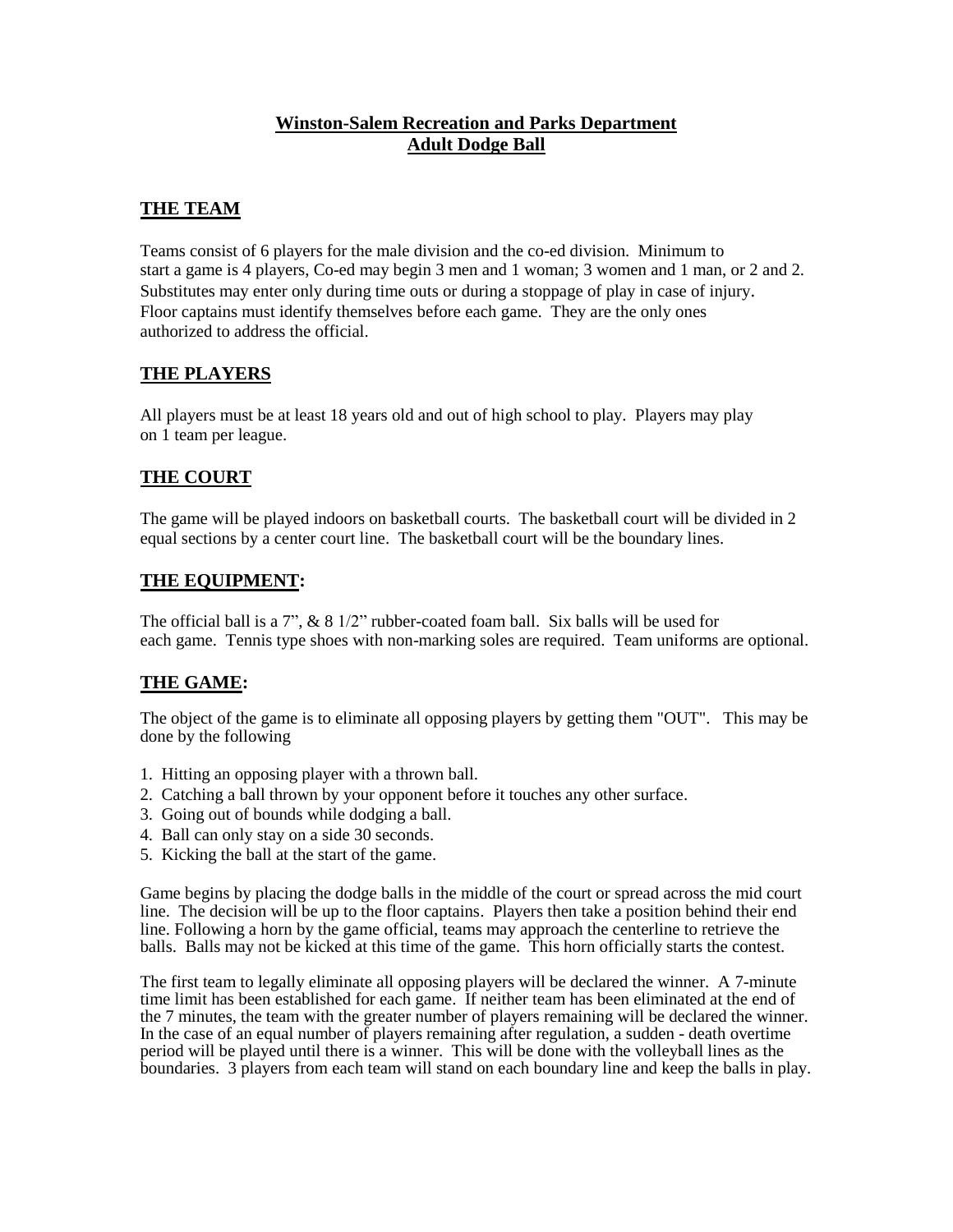# Winston-Salem Recreation and Parks Department
# Adult Dodge Ball

## THE TEAM

Teams consist of 6 players for the male division and the co-ed division. Minimum to start a game is 4 players, Co-ed may begin 3 men and 1 woman; 3 women and 1 man, or 2 and 2. Substitutes may enter only during time outs or during a stoppage of play in case of injury. Floor captains must identify themselves before each game. They are the only ones authorized to address the official.

## THE PLAYERS

All players must be at least 18 years old and out of high school to play. Players may play on 1 team per league.

## THE COURT

The game will be played indoors on basketball courts. The basketball court will be divided in 2 equal sections by a center court line. The basketball court will be the boundary lines.

## THE EQUIPMENT:

The official ball is a 7", & 8 1/2" rubber-coated foam ball. Six balls will be used for each game. Tennis type shoes with non-marking soles are required. Team uniforms are optional.

## THE GAME:

The object of the game is to eliminate all opposing players by getting them "OUT". This may be done by the following

1. Hitting an opposing player with a thrown ball.
2. Catching a ball thrown by your opponent before it touches any other surface.
3. Going out of bounds while dodging a ball.
4. Ball can only stay on a side 30 seconds.
5. Kicking the ball at the start of the game.

Game begins by placing the dodge balls in the middle of the court or spread across the mid court line. The decision will be up to the floor captains. Players then take a position behind their end line. Following a horn by the game official, teams may approach the centerline to retrieve the balls. Balls may not be kicked at this time of the game. This horn officially starts the contest.

The first team to legally eliminate all opposing players will be declared the winner. A 7-minute time limit has been established for each game. If neither team has been eliminated at the end of the 7 minutes, the team with the greater number of players remaining will be declared the winner. In the case of an equal number of players remaining after regulation, a sudden - death overtime period will be played until there is a winner. This will be done with the volleyball lines as the boundaries. 3 players from each team will stand on each boundary line and keep the balls in play.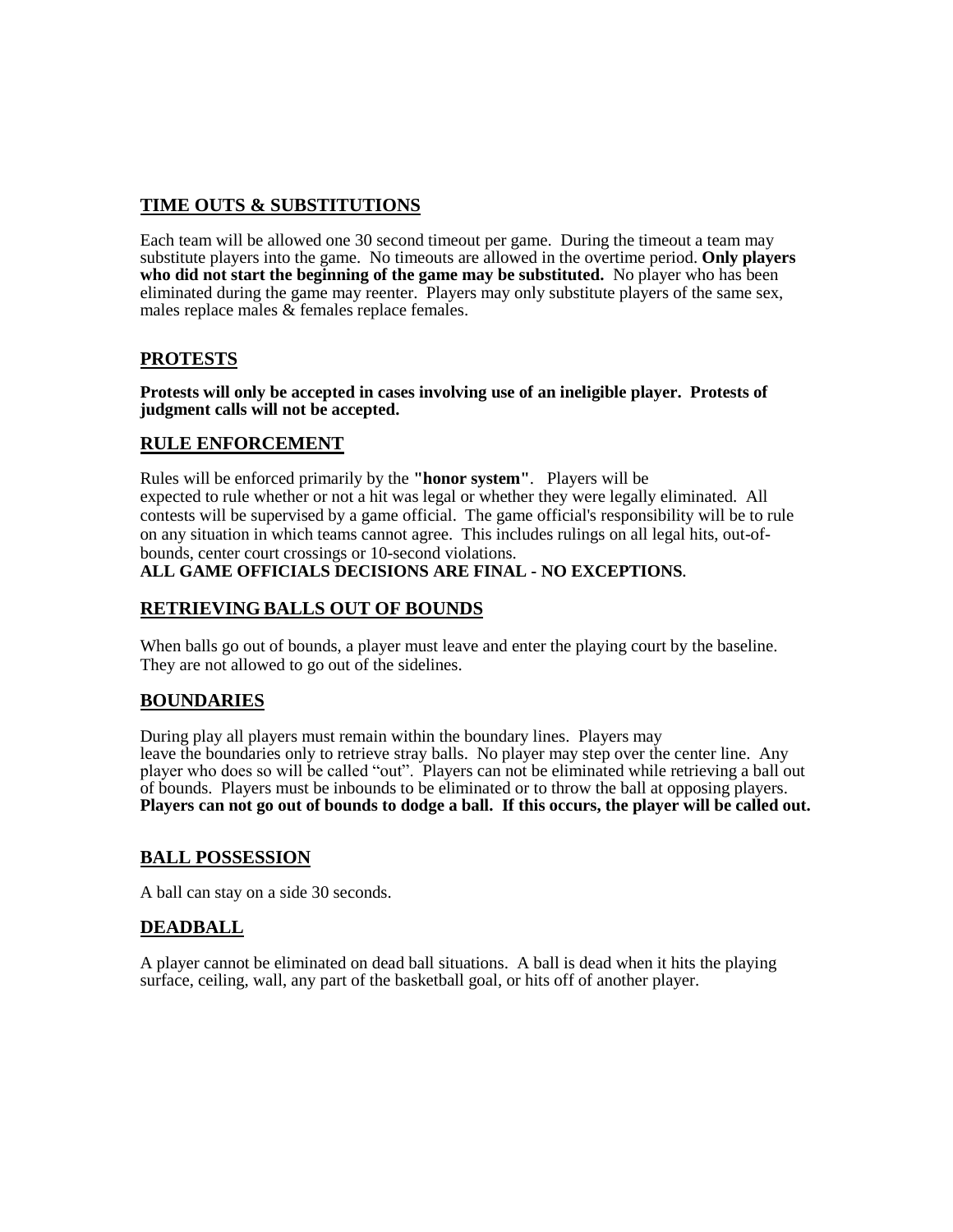## TIME OUTS & SUBSTITUTIONS

Each team will be allowed one 30 second timeout per game. During the timeout a team may substitute players into the game. No timeouts are allowed in the overtime period. **Only players who did not start the beginning of the game may be substituted.** No player who has been eliminated during the game may reenter. Players may only substitute players of the same sex, males replace males & females replace females.

## PROTESTS

**Protests will only be accepted in cases involving use of an ineligible player. Protests of judgment calls will not be accepted.**

## RULE ENFORCEMENT

Rules will be enforced primarily by the **"honor system"**. Players will be expected to rule whether or not a hit was legal or whether they were legally eliminated. All contests will be supervised by a game official. The game official's responsibility will be to rule on any situation in which teams cannot agree. This includes rulings on all legal hits, out-of-bounds, center court crossings or 10-second violations.

**ALL GAME OFFICIALS DECISIONS ARE FINAL - NO EXCEPTIONS**.

## RETRIEVING BALLS OUT OF BOUNDS

When balls go out of bounds, a player must leave and enter the playing court by the baseline. They are not allowed to go out of the sidelines.

## BOUNDARIES

During play all players must remain within the boundary lines. Players may leave the boundaries only to retrieve stray balls. No player may step over the center line. Any player who does so will be called "out". Players can not be eliminated while retrieving a ball out of bounds. Players must be inbounds to be eliminated or to throw the ball at opposing players. **Players can not go out of bounds to dodge a ball. If this occurs, the player will be called out.**

## BALL POSSESSION

A ball can stay on a side 30 seconds.

## DEADBALL

A player cannot be eliminated on dead ball situations. A ball is dead when it hits the playing surface, ceiling, wall, any part of the basketball goal, or hits off of another player.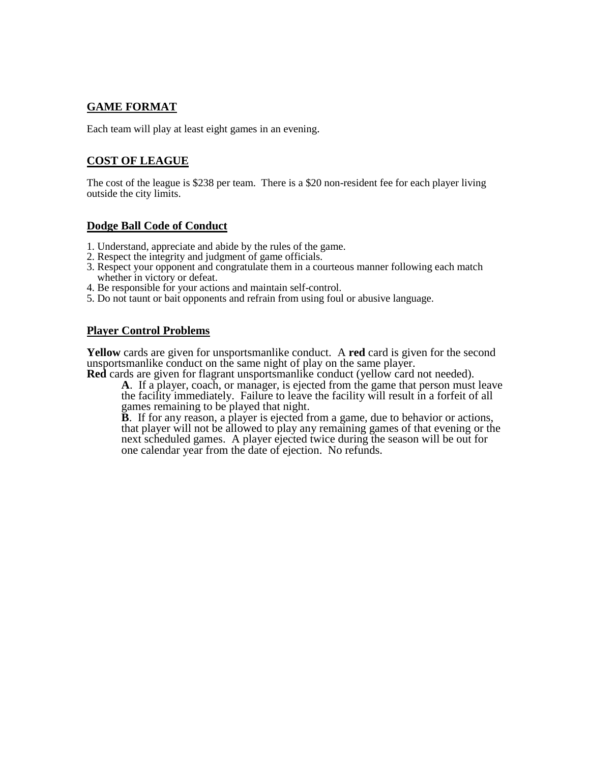## GAME FORMAT

Each team will play at least eight games in an evening.

## COST OF LEAGUE

The cost of the league is $238 per team. There is a $20 non-resident fee for each player living outside the city limits.

## Dodge Ball Code of Conduct

1. Understand, appreciate and abide by the rules of the game.
2. Respect the integrity and judgment of game officials.
3. Respect your opponent and congratulate them in a courteous manner following each match whether in victory or defeat.
4. Be responsible for your actions and maintain self-control.
5. Do not taunt or bait opponents and refrain from using foul or abusive language.

## Player Control Problems

**Yellow** cards are given for unsportsmanlike conduct. A **red** card is given for the second unsportsmanlike conduct on the same night of play on the same player.
**Red** cards are given for flagrant unsportsmanlike conduct (yellow card not needed).

> **A**. If a player, coach, or manager, is ejected from the game that person must leave the facility immediately. Failure to leave the facility will result in a forfeit of all games remaining to be played that night.
>
> **B**. If for any reason, a player is ejected from a game, due to behavior or actions, that player will not be allowed to play any remaining games of that evening or the next scheduled games. A player ejected twice during the season will be out for one calendar year from the date of ejection. No refunds.